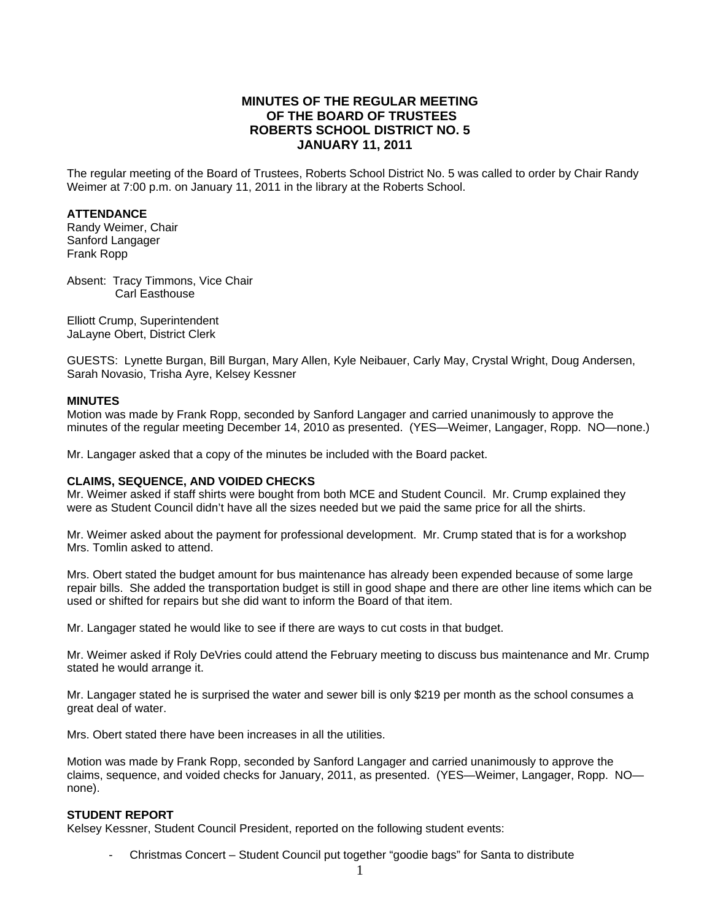# MINUTES OF THE REGULAR MEETING OF THE BOARD OF TRUSTEES ROBERTS SCHOOL DISTRICT NO. 5 JANUARY 11, 2011

The regular meeting of the Board of Trustees, Roberts School District No. 5 was called to order by Chair Randy Weimer at 7:00 p.m. on January 11, 2011 in the library at the Roberts School.

**ATTENDANCE**
Randy Weimer, Chair
Sanford Langager
Frank Ropp

Absent: Tracy Timmons, Vice Chair
Carl Easthouse

Elliott Crump, Superintendent
JaLayne Obert, District Clerk

GUESTS: Lynette Burgan, Bill Burgan, Mary Allen, Kyle Neibauer, Carly May, Crystal Wright, Doug Andersen, Sarah Novasio, Trisha Ayre, Kelsey Kessner

**MINUTES**
Motion was made by Frank Ropp, seconded by Sanford Langager and carried unanimously to approve the minutes of the regular meeting December 14, 2010 as presented. (YES—Weimer, Langager, Ropp. NO—none.)

Mr. Langager asked that a copy of the minutes be included with the Board packet.

**CLAIMS, SEQUENCE, AND VOIDED CHECKS**
Mr. Weimer asked if staff shirts were bought from both MCE and Student Council. Mr. Crump explained they were as Student Council didn't have all the sizes needed but we paid the same price for all the shirts.

Mr. Weimer asked about the payment for professional development. Mr. Crump stated that is for a workshop Mrs. Tomlin asked to attend.

Mrs. Obert stated the budget amount for bus maintenance has already been expended because of some large repair bills. She added the transportation budget is still in good shape and there are other line items which can be used or shifted for repairs but she did want to inform the Board of that item.

Mr. Langager stated he would like to see if there are ways to cut costs in that budget.

Mr. Weimer asked if Roly DeVries could attend the February meeting to discuss bus maintenance and Mr. Crump stated he would arrange it.

Mr. Langager stated he is surprised the water and sewer bill is only $219 per month as the school consumes a great deal of water.

Mrs. Obert stated there have been increases in all the utilities.

Motion was made by Frank Ropp, seconded by Sanford Langager and carried unanimously to approve the claims, sequence, and voided checks for January, 2011, as presented. (YES—Weimer, Langager, Ropp. NO—none).

**STUDENT REPORT**
Kelsey Kessner, Student Council President, reported on the following student events:

- Christmas Concert – Student Council put together "goodie bags" for Santa to distribute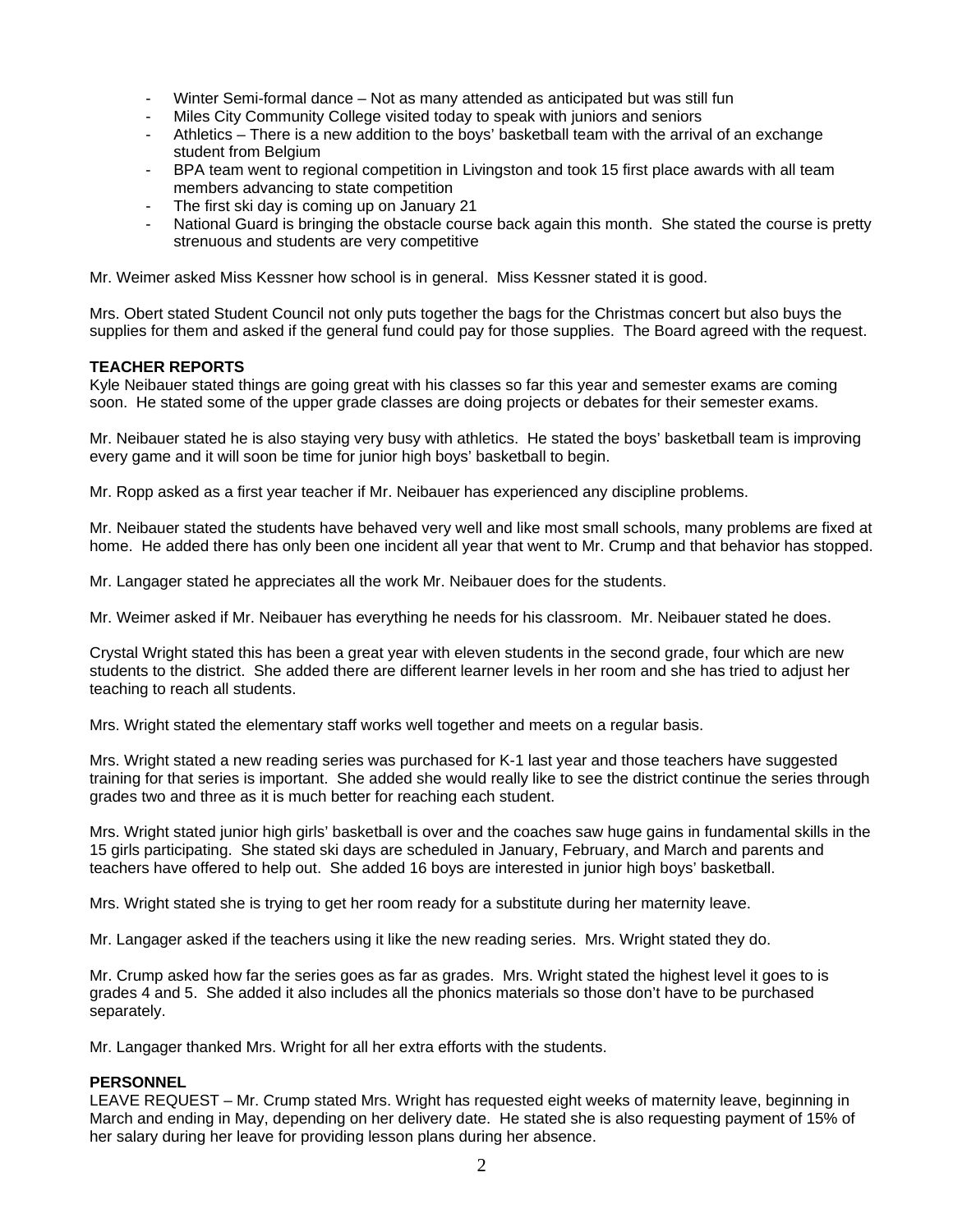- Winter Semi-formal dance – Not as many attended as anticipated but was still fun
- Miles City Community College visited today to speak with juniors and seniors
- Athletics – There is a new addition to the boys' basketball team with the arrival of an exchange student from Belgium
- BPA team went to regional competition in Livingston and took 15 first place awards with all team members advancing to state competition
- The first ski day is coming up on January 21
- National Guard is bringing the obstacle course back again this month. She stated the course is pretty strenuous and students are very competitive

Mr. Weimer asked Miss Kessner how school is in general. Miss Kessner stated it is good.

Mrs. Obert stated Student Council not only puts together the bags for the Christmas concert but also buys the supplies for them and asked if the general fund could pay for those supplies. The Board agreed with the request.

**TEACHER REPORTS**

Kyle Neibauer stated things are going great with his classes so far this year and semester exams are coming soon. He stated some of the upper grade classes are doing projects or debates for their semester exams.

Mr. Neibauer stated he is also staying very busy with athletics. He stated the boys' basketball team is improving every game and it will soon be time for junior high boys' basketball to begin.

Mr. Ropp asked as a first year teacher if Mr. Neibauer has experienced any discipline problems.

Mr. Neibauer stated the students have behaved very well and like most small schools, many problems are fixed at home. He added there has only been one incident all year that went to Mr. Crump and that behavior has stopped.

Mr. Langager stated he appreciates all the work Mr. Neibauer does for the students.

Mr. Weimer asked if Mr. Neibauer has everything he needs for his classroom. Mr. Neibauer stated he does.

Crystal Wright stated this has been a great year with eleven students in the second grade, four which are new students to the district. She added there are different learner levels in her room and she has tried to adjust her teaching to reach all students.

Mrs. Wright stated the elementary staff works well together and meets on a regular basis.

Mrs. Wright stated a new reading series was purchased for K-1 last year and those teachers have suggested training for that series is important. She added she would really like to see the district continue the series through grades two and three as it is much better for reaching each student.

Mrs. Wright stated junior high girls' basketball is over and the coaches saw huge gains in fundamental skills in the 15 girls participating. She stated ski days are scheduled in January, February, and March and parents and teachers have offered to help out. She added 16 boys are interested in junior high boys' basketball.

Mrs. Wright stated she is trying to get her room ready for a substitute during her maternity leave.

Mr. Langager asked if the teachers using it like the new reading series. Mrs. Wright stated they do.

Mr. Crump asked how far the series goes as far as grades. Mrs. Wright stated the highest level it goes to is grades 4 and 5. She added it also includes all the phonics materials so those don't have to be purchased separately.

Mr. Langager thanked Mrs. Wright for all her extra efforts with the students.

**PERSONNEL**

LEAVE REQUEST – Mr. Crump stated Mrs. Wright has requested eight weeks of maternity leave, beginning in March and ending in May, depending on her delivery date. He stated she is also requesting payment of 15% of her salary during her leave for providing lesson plans during her absence.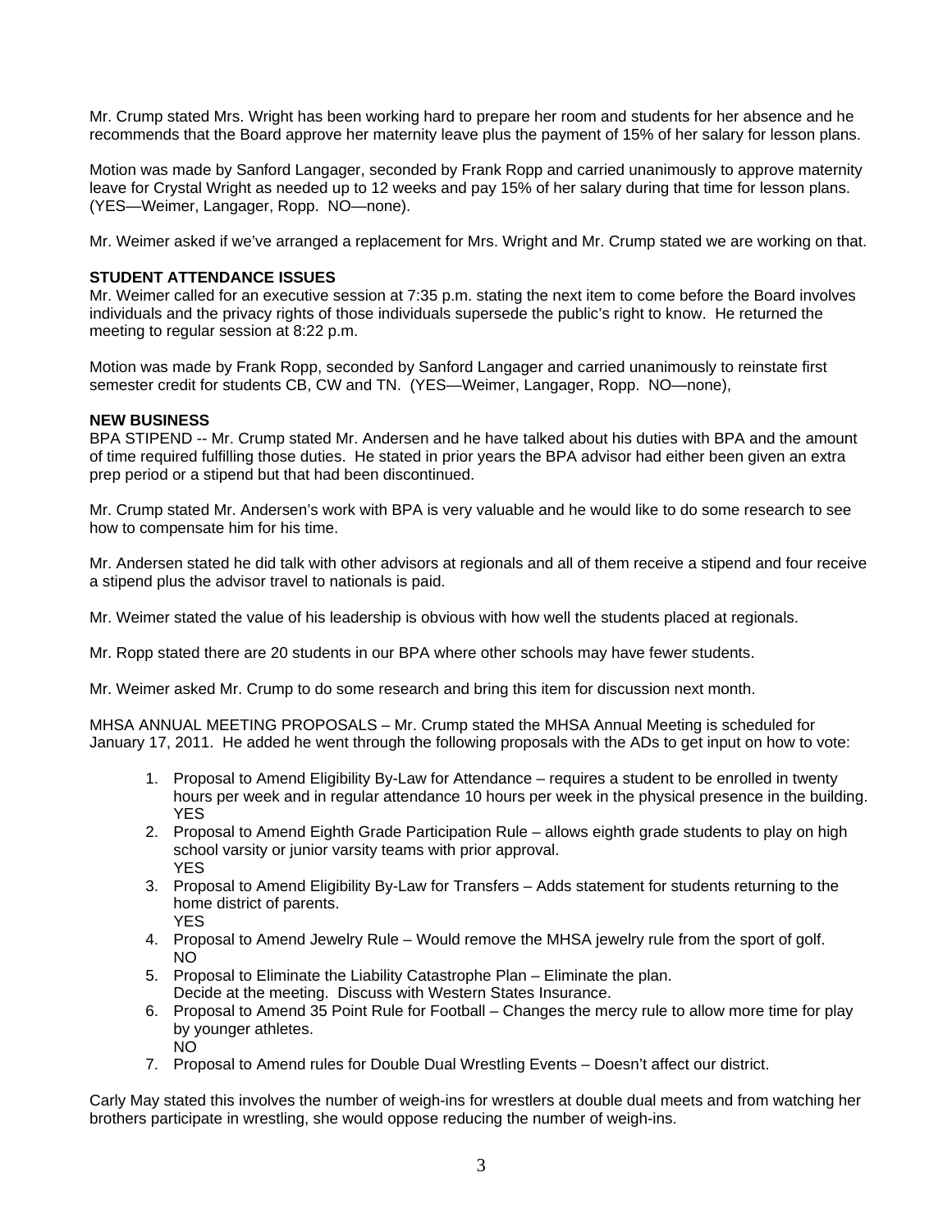Mr. Crump stated Mrs. Wright has been working hard to prepare her room and students for her absence and he recommends that the Board approve her maternity leave plus the payment of 15% of her salary for lesson plans.

Motion was made by Sanford Langager, seconded by Frank Ropp and carried unanimously to approve maternity leave for Crystal Wright as needed up to 12 weeks and pay 15% of her salary during that time for lesson plans. (YES—Weimer, Langager, Ropp. NO—none).

Mr. Weimer asked if we've arranged a replacement for Mrs. Wright and Mr. Crump stated we are working on that.

**STUDENT ATTENDANCE ISSUES**
Mr. Weimer called for an executive session at 7:35 p.m. stating the next item to come before the Board involves individuals and the privacy rights of those individuals supersede the public's right to know. He returned the meeting to regular session at 8:22 p.m.

Motion was made by Frank Ropp, seconded by Sanford Langager and carried unanimously to reinstate first semester credit for students CB, CW and TN. (YES—Weimer, Langager, Ropp. NO—none),

**NEW BUSINESS**
BPA STIPEND -- Mr. Crump stated Mr. Andersen and he have talked about his duties with BPA and the amount of time required fulfilling those duties. He stated in prior years the BPA advisor had either been given an extra prep period or a stipend but that had been discontinued.

Mr. Crump stated Mr. Andersen's work with BPA is very valuable and he would like to do some research to see how to compensate him for his time.

Mr. Andersen stated he did talk with other advisors at regionals and all of them receive a stipend and four receive a stipend plus the advisor travel to nationals is paid.

Mr. Weimer stated the value of his leadership is obvious with how well the students placed at regionals.

Mr. Ropp stated there are 20 students in our BPA where other schools may have fewer students.

Mr. Weimer asked Mr. Crump to do some research and bring this item for discussion next month.

MHSA ANNUAL MEETING PROPOSALS – Mr. Crump stated the MHSA Annual Meeting is scheduled for January 17, 2011. He added he went through the following proposals with the ADs to get input on how to vote:

1. Proposal to Amend Eligibility By-Law for Attendance – requires a student to be enrolled in twenty hours per week and in regular attendance 10 hours per week in the physical presence in the building.
   YES
2. Proposal to Amend Eighth Grade Participation Rule – allows eighth grade students to play on high school varsity or junior varsity teams with prior approval.
   YES
3. Proposal to Amend Eligibility By-Law for Transfers – Adds statement for students returning to the home district of parents.
   YES
4. Proposal to Amend Jewelry Rule – Would remove the MHSA jewelry rule from the sport of golf.
   NO
5. Proposal to Eliminate the Liability Catastrophe Plan – Eliminate the plan.
   Decide at the meeting. Discuss with Western States Insurance.
6. Proposal to Amend 35 Point Rule for Football – Changes the mercy rule to allow more time for play by younger athletes.
   NO
7. Proposal to Amend rules for Double Dual Wrestling Events – Doesn't affect our district.

Carly May stated this involves the number of weigh-ins for wrestlers at double dual meets and from watching her brothers participate in wrestling, she would oppose reducing the number of weigh-ins.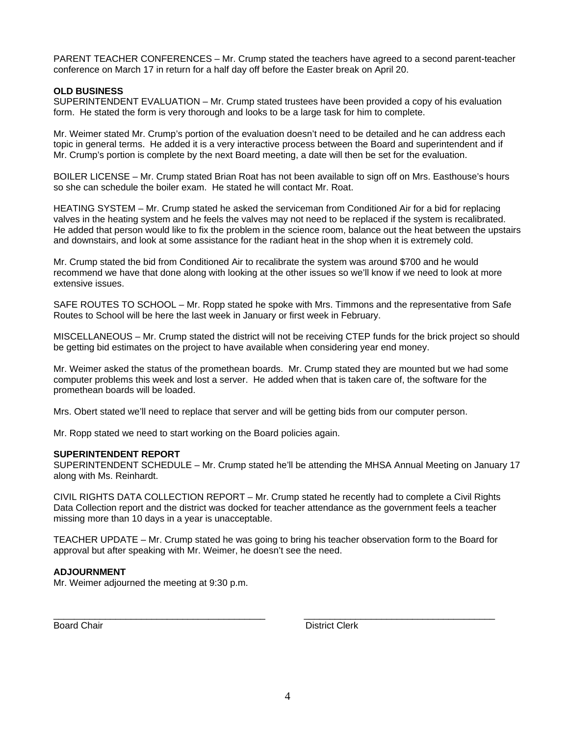PARENT TEACHER CONFERENCES – Mr. Crump stated the teachers have agreed to a second parent-teacher conference on March 17 in return for a half day off before the Easter break on April 20.

**OLD BUSINESS**

SUPERINTENDENT EVALUATION – Mr. Crump stated trustees have been provided a copy of his evaluation form. He stated the form is very thorough and looks to be a large task for him to complete.

Mr. Weimer stated Mr. Crump's portion of the evaluation doesn't need to be detailed and he can address each topic in general terms. He added it is a very interactive process between the Board and superintendent and if Mr. Crump's portion is complete by the next Board meeting, a date will then be set for the evaluation.

BOILER LICENSE – Mr. Crump stated Brian Roat has not been available to sign off on Mrs. Easthouse's hours so she can schedule the boiler exam. He stated he will contact Mr. Roat.

HEATING SYSTEM – Mr. Crump stated he asked the serviceman from Conditioned Air for a bid for replacing valves in the heating system and he feels the valves may not need to be replaced if the system is recalibrated. He added that person would like to fix the problem in the science room, balance out the heat between the upstairs and downstairs, and look at some assistance for the radiant heat in the shop when it is extremely cold.

Mr. Crump stated the bid from Conditioned Air to recalibrate the system was around $700 and he would recommend we have that done along with looking at the other issues so we'll know if we need to look at more extensive issues.

SAFE ROUTES TO SCHOOL – Mr. Ropp stated he spoke with Mrs. Timmons and the representative from Safe Routes to School will be here the last week in January or first week in February.

MISCELLANEOUS – Mr. Crump stated the district will not be receiving CTEP funds for the brick project so should be getting bid estimates on the project to have available when considering year end money.

Mr. Weimer asked the status of the promethean boards. Mr. Crump stated they are mounted but we had some computer problems this week and lost a server. He added when that is taken care of, the software for the promethean boards will be loaded.

Mrs. Obert stated we'll need to replace that server and will be getting bids from our computer person.

Mr. Ropp stated we need to start working on the Board policies again.

**SUPERINTENDENT REPORT**

SUPERINTENDENT SCHEDULE – Mr. Crump stated he'll be attending the MHSA Annual Meeting on January 17 along with Ms. Reinhardt.

CIVIL RIGHTS DATA COLLECTION REPORT – Mr. Crump stated he recently had to complete a Civil Rights Data Collection report and the district was docked for teacher attendance as the government feels a teacher missing more than 10 days in a year is unacceptable.

TEACHER UPDATE – Mr. Crump stated he was going to bring his teacher observation form to the Board for approval but after speaking with Mr. Weimer, he doesn't see the need.

**ADJOURNMENT**

Mr. Weimer adjourned the meeting at 9:30 p.m.

\_\_\_\_\_\_\_\_\_\_\_\_\_\_\_\_\_\_\_\_\_\_\_\_\_\_\_\_\_\_\_\_\_\_\_\_ &nbsp;&nbsp;&nbsp; \_\_\_\_\_\_\_\_\_\_\_\_\_\_\_\_\_\_\_\_\_\_\_\_\_\_\_\_\_\_\_\_\_\_\_\_

Board Chair &nbsp;&nbsp;&nbsp; District Clerk